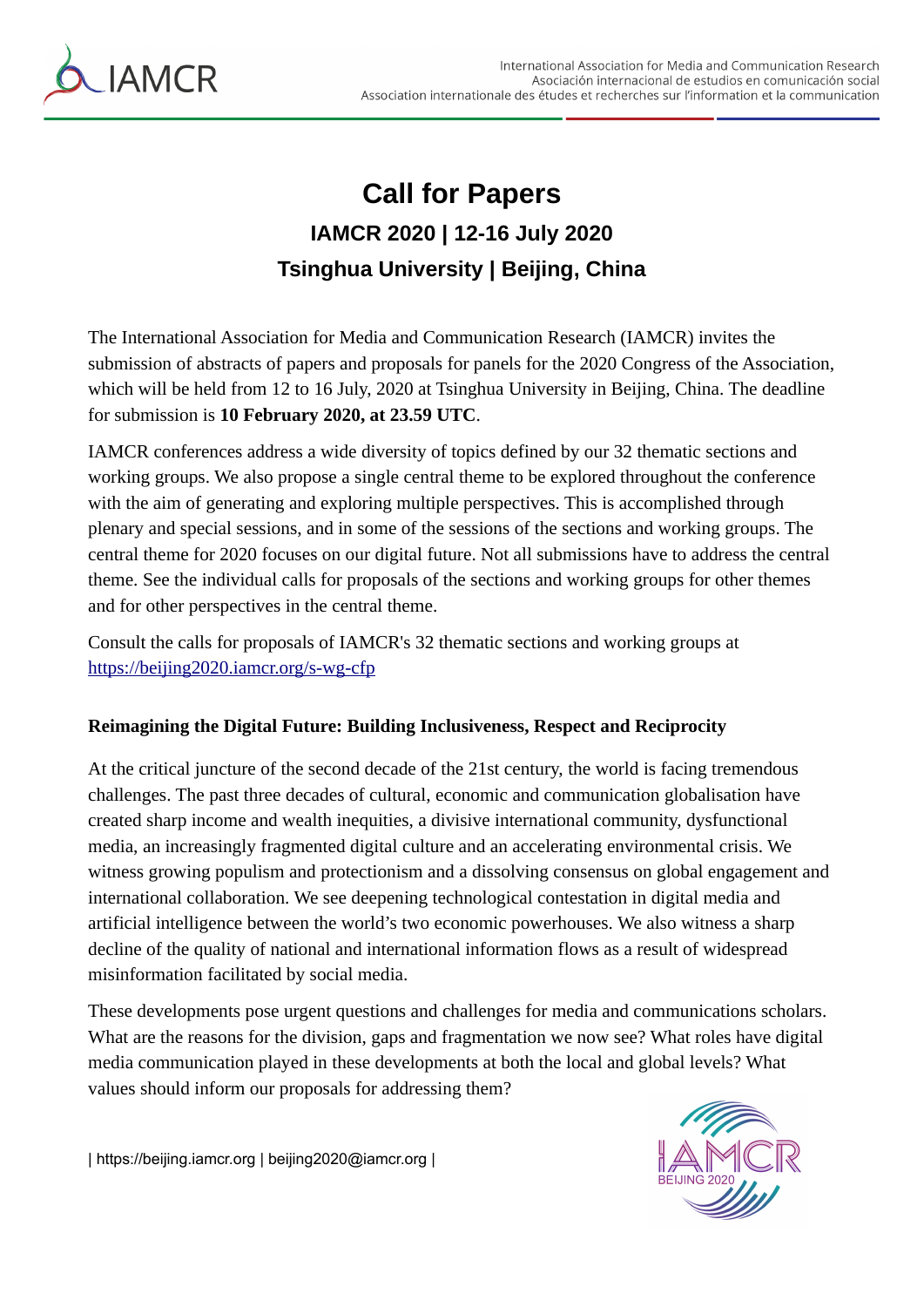# Call for Papers

## IAMCR 2020 | 12-16 July 2020

## Tsinghua University | Beijing, China

The International Association for Media and Communication Research (IAMCR) invites the submission of abstracts of papers and proposals for panels for the 2020 Congress of the Association, which will be held from 12 to 16 July, 2020 at Tsinghua University in Beijing, China. The deadline for submission is **10 February 2020, at 23.59 UTC**.

IAMCR conferences address a wide diversity of topics defined by our 32 thematic sections and working groups. We also propose a single central theme to be explored throughout the conference with the aim of generating and exploring multiple perspectives. This is accomplished through plenary and special sessions, and in some of the sessions of the sections and working groups. The central theme for 2020 focuses on our digital future. Not all submissions have to address the central theme. See the individual calls for proposals of the sections and working groups for other themes and for other perspectives in the central theme.

Consult the calls for proposals of IAMCR's 32 thematic sections and working groups at https://beijing2020.iamcr.org/s-wg-cfp

**Reimagining the Digital Future: Building Inclusiveness, Respect and Reciprocity**

At the critical juncture of the second decade of the 21st century, the world is facing tremendous challenges. The past three decades of cultural, economic and communication globalisation have created sharp income and wealth inequities, a divisive international community, dysfunctional media, an increasingly fragmented digital culture and an accelerating environmental crisis. We witness growing populism and protectionism and a dissolving consensus on global engagement and international collaboration. We see deepening technological contestation in digital media and artificial intelligence between the world's two economic powerhouses. We also witness a sharp decline of the quality of national and international information flows as a result of widespread misinformation facilitated by social media.

These developments pose urgent questions and challenges for media and communications scholars. What are the reasons for the division, gaps and fragmentation we now see? What roles have digital media communication played in these developments at both the local and global levels? What values should inform our proposals for addressing them?

| https://beijing.iamcr.org | beijing2020@iamcr.org |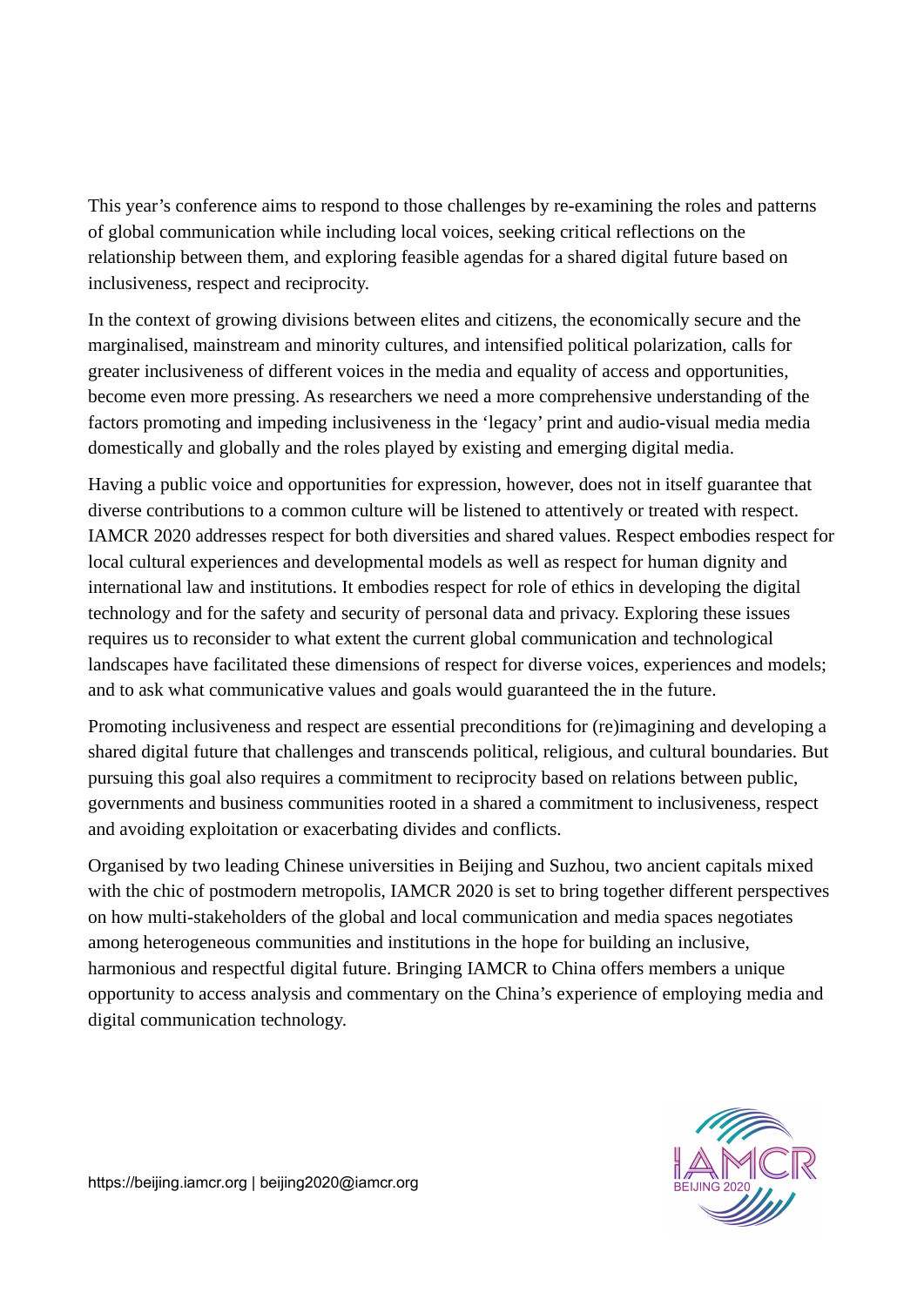This year's conference aims to respond to those challenges by re-examining the roles and patterns of global communication while including local voices, seeking critical reflections on the relationship between them, and exploring feasible agendas for a shared digital future based on inclusiveness, respect and reciprocity.

In the context of growing divisions between elites and citizens, the economically secure and the marginalised, mainstream and minority cultures, and intensified political polarization, calls for greater inclusiveness of different voices in the media and equality of access and opportunities, become even more pressing. As researchers we need a more comprehensive understanding of the factors promoting and impeding inclusiveness in the 'legacy' print and audio-visual media media domestically and globally and the roles played by existing and emerging digital media.

Having a public voice and opportunities for expression, however, does not in itself guarantee that diverse contributions to a common culture will be listened to attentively or treated with respect. IAMCR 2020 addresses respect for both diversities and shared values. Respect embodies respect for local cultural experiences and developmental models as well as respect for human dignity and international law and institutions. It embodies respect for role of ethics in developing the digital technology and for the safety and security of personal data and privacy. Exploring these issues requires us to reconsider to what extent the current global communication and technological landscapes have facilitated these dimensions of respect for diverse voices, experiences and models; and to ask what communicative values and goals would guaranteed the in the future.

Promoting inclusiveness and respect are essential preconditions for (re)imagining and developing a shared digital future that challenges and transcends political, religious, and cultural boundaries. But pursuing this goal also requires a commitment to reciprocity based on relations between public, governments and business communities rooted in a shared commitment to inclusiveness, respect and avoiding exploitation or exacerbating divides and conflicts.

Organised by two leading Chinese universities in Beijing and Suzhou, two ancient capitals mixed with the chic of postmodern metropolis, IAMCR 2020 is set to bring together different perspectives on how multi-stakeholders of the global and local communication and media spaces negotiates among heterogeneous communities and institutions in the hope for building an inclusive, harmonious and respectful digital future. Bringing IAMCR to China offers members a unique opportunity to access analysis and commentary on the China's experience of employing media and digital communication technology.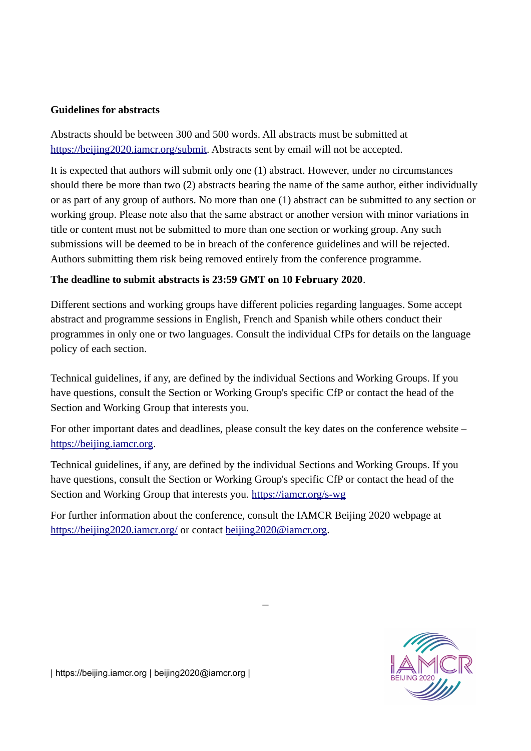**Guidelines for abstracts**

Abstracts should be between 300 and 500 words. All abstracts must be submitted at https://beijing2020.iamcr.org/submit. Abstracts sent by email will not be accepted.

It is expected that authors will submit only one (1) abstract. However, under no circumstances should there be more than two (2) abstracts bearing the name of the same author, either individually or as part of any group of authors. No more than one (1) abstract can be submitted to any section or working group. Please note also that the same abstract or another version with minor variations in title or content must not be submitted to more than one section or working group. Any such submissions will be deemed to be in breach of the conference guidelines and will be rejected. Authors submitting them risk being removed entirely from the conference programme.

**The deadline to submit abstracts is 23:59 GMT on 10 February 2020**.

Different sections and working groups have different policies regarding languages. Some accept abstract and programme sessions in English, French and Spanish while others conduct their programmes in only one or two languages. Consult the individual CfPs for details on the language policy of each section.

Technical guidelines, if any, are defined by the individual Sections and Working Groups. If you have questions, consult the Section or Working Group's specific CfP or contact the head of the Section and Working Group that interests you.

For other important dates and deadlines, please consult the key dates on the conference website – https://beijing.iamcr.org.

Technical guidelines, if any, are defined by the individual Sections and Working Groups. If you have questions, consult the Section or Working Group's specific CfP or contact the head of the Section and Working Group that interests you. https://iamcr.org/s-wg

For further information about the conference, consult the IAMCR Beijing 2020 webpage at https://beijing2020.iamcr.org/ or contact beijing2020@iamcr.org.